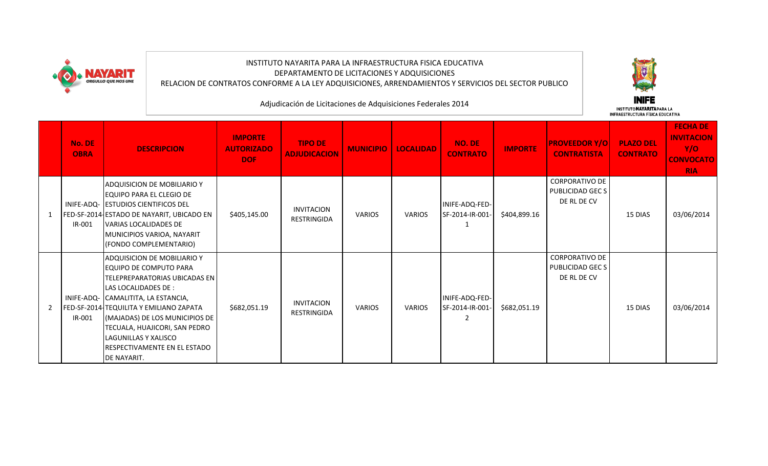INSTITUTO NAYARITA PARA LA INFRAESTRUCTURA FISICA EDUCATIVA
DEPARTAMENTO DE LICITACIONES Y ADQUISICIONES
RELACION DE CONTRATOS CONFORME A LA LEY ADQUISICIONES, ARRENDAMIENTOS Y SERVICIOS DEL SECTOR PUBLICO

Adjudicación de Licitaciones de Adquisiciones Federales 2014

| | No. DE OBRA | DESCRIPCION | IMPORTE AUTORIZADO DOF | TIPO DE ADJUDICACION | MUNICIPIO | LOCALIDAD | NO. DE CONTRATO | IMPORTE | PROVEEDOR Y/O CONTRATISTA | PLAZO DEL CONTRATO | FECHA DE INVITACION Y/O CONVOCATORIA |
|---|---|---|---|---|---|---|---|---|---|---|---|
| 1 | INIFE-ADQ-FED-SF-2014-IR-001 | ADQUISICION DE MOBILIARIO Y EQUIPO PARA EL CLEGIO DE ESTUDIOS CIENTIFICOS DEL ESTADO DE NAYARIT, UBICADO EN VARIAS LOCALIDADES DE MUNICIPIOS VARIOA, NAYARIT (FONDO COMPLEMENTARIO) | $405,145.00 | INVITACION RESTRINGIDA | VARIOS | VARIOS | INIFE-ADQ-FED-SF-2014-IR-001-1 | $404,899.16 | CORPORATIVO DE PUBLICIDAD GEC S DE RL DE CV | 15 DIAS | 03/06/2014 |
| 2 | INIFE-ADQ-FED-SF-2014-IR-001 | ADQUISICION DE MOBILIARIO Y EQUIPO DE COMPUTO PARA TELEPREPARATORIAS UBICADAS EN LAS LOCALIDADES DE : CAMALITITA, LA ESTANCIA, TEQUILITA Y EMILIANO ZAPATA (MAJADAS) DE LOS MUNICIPIOS DE TECUALA, HUAJICORI, SAN PEDRO LAGUNILLAS Y XALISCO RESPECTIVAMENTE EN EL ESTADO DE NAYARIT. | $682,051.19 | INVITACION RESTRINGIDA | VARIOS | VARIOS | INIFE-ADQ-FED-SF-2014-IR-001-2 | $682,051.19 | CORPORATIVO DE PUBLICIDAD GEC S DE RL DE CV | 15 DIAS | 03/06/2014 |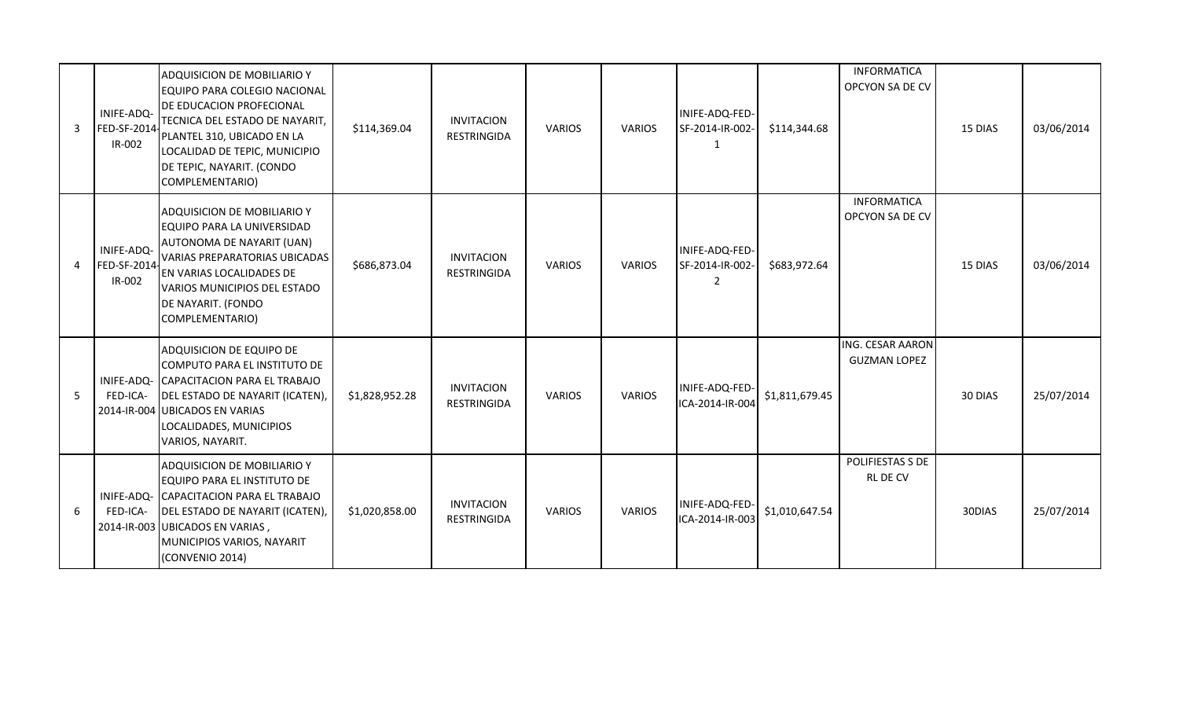| | | | | | | | | | | | |
|---|---|---|---|---|---|---|---|---|---|---|---|
| 3 | INIFE-ADQ-FED-SF-2014-IR-002 | ADQUISICION DE MOBILIARIO Y EQUIPO PARA COLEGIO NACIONAL DE EDUCACION PROFECIONAL TECNICA DEL ESTADO DE NAYARIT, PLANTEL 310, UBICADO EN LA LOCALIDAD DE TEPIC, MUNICIPIO DE TEPIC, NAYARIT. (CONDO COMPLEMENTARIO) | $114,369.04 | INVITACION RESTRINGIDA | VARIOS | VARIOS | INIFE-ADQ-FED-SF-2014-IR-002-1 | $114,344.68 | INFORMATICA OPCYON SA DE CV | 15 DIAS | 03/06/2014 |
| 4 | INIFE-ADQ-FED-SF-2014-IR-002 | ADQUISICION DE MOBILIARIO Y EQUIPO PARA LA UNIVERSIDAD AUTONOMA DE NAYARIT (UAN) VARIAS PREPARATORIAS UBICADAS EN VARIAS LOCALIDADES DE VARIOS MUNICIPIOS DEL ESTADO DE NAYARIT. (FONDO COMPLEMENTARIO) | $686,873.04 | INVITACION RESTRINGIDA | VARIOS | VARIOS | INIFE-ADQ-FED-SF-2014-IR-002-2 | $683,972.64 | INFORMATICA OPCYON SA DE CV | 15 DIAS | 03/06/2014 |
| 5 | INIFE-ADQ-FED-ICA-2014-IR-004 | ADQUISICION DE EQUIPO DE COMPUTO PARA EL INSTITUTO DE CAPACITACION PARA EL TRABAJO DEL ESTADO DE NAYARIT (ICATEN), UBICADOS EN VARIAS LOCALIDADES, MUNICIPIOS VARIOS, NAYARIT. | $1,828,952.28 | INVITACION RESTRINGIDA | VARIOS | VARIOS | INIFE-ADQ-FED-ICA-2014-IR-004 | $1,811,679.45 | ING. CESAR AARON GUZMAN LOPEZ | 30 DIAS | 25/07/2014 |
| 6 | INIFE-ADQ-FED-ICA-2014-IR-003 | ADQUISICION DE MOBILIARIO Y EQUIPO PARA EL INSTITUTO DE CAPACITACION PARA EL TRABAJO DEL ESTADO DE NAYARIT (ICATEN), UBICADOS EN VARIAS , MUNICIPIOS VARIOS, NAYARIT (CONVENIO 2014) | $1,020,858.00 | INVITACION RESTRINGIDA | VARIOS | VARIOS | INIFE-ADQ-FED-ICA-2014-IR-003 | $1,010,647.54 | POLIFIESTAS S DE RL DE CV | 30DIAS | 25/07/2014 |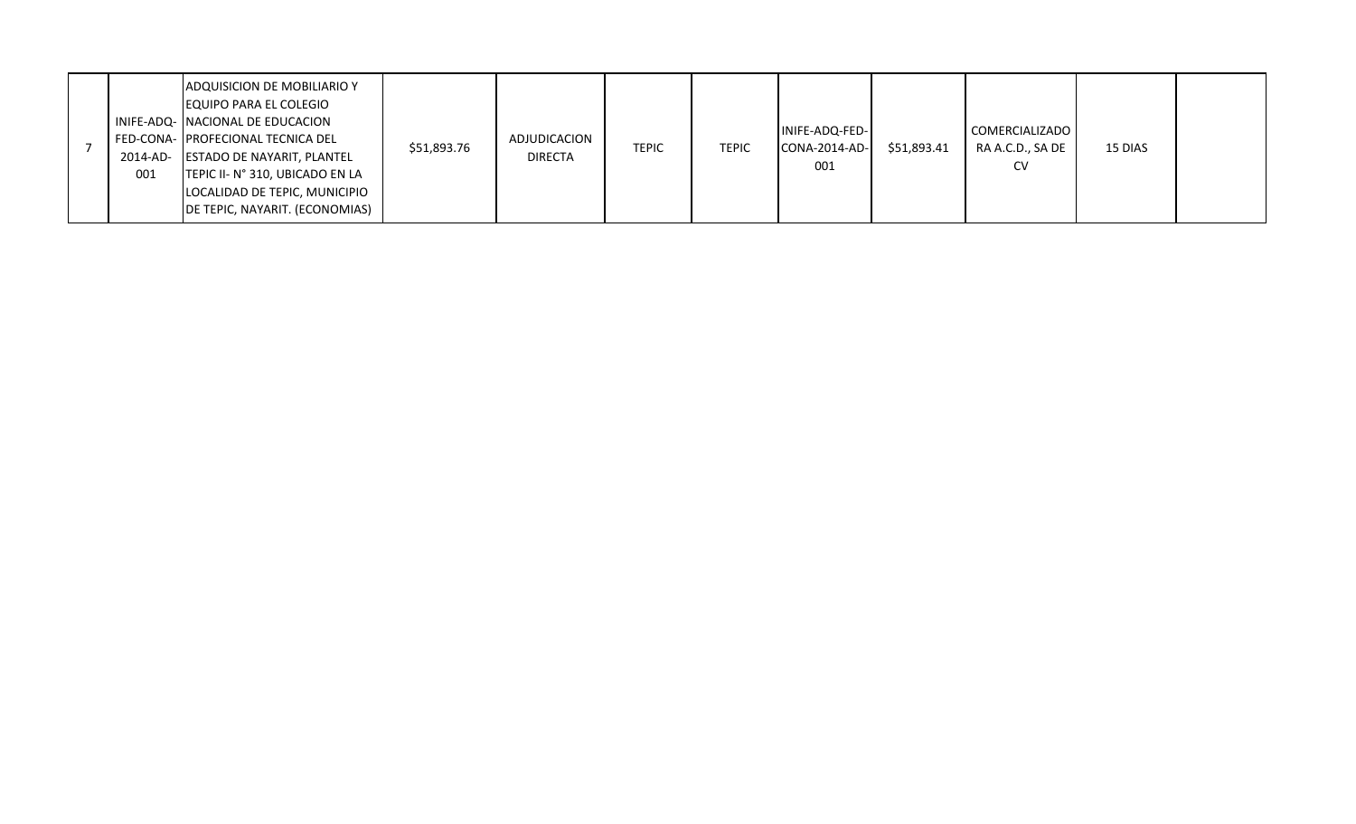| | | | | | | | | | | | |
|---|---|---|---|---|---|---|---|---|---|---|---|
| 7 | INIFE-ADQ-FED-CONA-2014-AD-001 | ADQUISICION DE MOBILIARIO Y EQUIPO PARA EL COLEGIO NACIONAL DE EDUCACION PROFECIONAL TECNICA DEL ESTADO DE NAYARIT, PLANTEL TEPIC II- N° 310, UBICADO EN LA LOCALIDAD DE TEPIC, MUNICIPIO DE TEPIC, NAYARIT. (ECONOMIAS) | $51,893.76 | ADJUDICACION DIRECTA | TEPIC | TEPIC | INIFE-ADQ-FED-CONA-2014-AD-001 | $51,893.41 | COMERCIALIZADORA A.C.D., SA DE CV | 15 DIAS | |